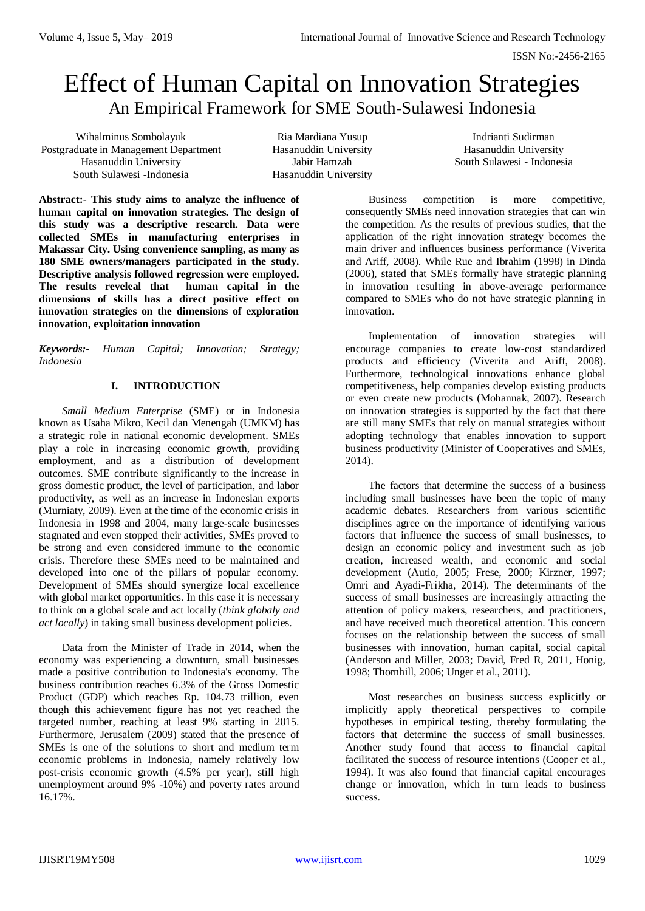# Effect of Human Capital on Innovation Strategies

## An Empirical Framework for SME South-Sulawesi Indonesia

Wihalminus Sombolayuk
Postgraduate in Management Department
Hasanuddin University
South Sulawesi -Indonesia

Ria Mardiana Yusup
Hasanuddin University
Jabir Hamzah
Hasanuddin University

Indrianti Sudirman
Hasanuddin University
South Sulawesi - Indonesia

**Abstract:- This study aims to analyze the influence of human capital on innovation strategies. The design of this study was a descriptive research. Data were collected SMEs in manufacturing enterprises in Makassar City. Using convenience sampling, as many as 180 SME owners/managers participated in the study. Descriptive analysis followed regression were employed. The results reveleal that human capital in the dimensions of skills has a direct positive effect on innovation strategies on the dimensions of exploration innovation, exploitation innovation**

***Keywords:-*** *Human Capital; Innovation; Strategy; Indonesia*

## I. INTRODUCTION

*Small Medium Enterprise* (SME) or in Indonesia known as Usaha Mikro, Kecil dan Menengah (UMKM) has a strategic role in national economic development. SMEs play a role in increasing economic growth, providing employment, and as a distribution of development outcomes. SME contribute significantly to the increase in gross domestic product, the level of participation, and labor productivity, as well as an increase in Indonesian exports (Murniaty, 2009). Even at the time of the economic crisis in Indonesia in 1998 and 2004, many large-scale businesses stagnated and even stopped their activities, SMEs proved to be strong and even considered immune to the economic crisis. Therefore these SMEs need to be maintained and developed into one of the pillars of popular economy. Development of SMEs should synergize local excellence with global market opportunities. In this case it is necessary to think on a global scale and act locally (*think globaly and act locally*) in taking small business development policies.

Data from the Minister of Trade in 2014, when the economy was experiencing a downturn, small businesses made a positive contribution to Indonesia's economy. The business contribution reaches 6.3% of the Gross Domestic Product (GDP) which reaches Rp. 104.73 trillion, even though this achievement figure has not yet reached the targeted number, reaching at least 9% starting in 2015. Furthermore, Jerusalem (2009) stated that the presence of SMEs is one of the solutions to short and medium term economic problems in Indonesia, namely relatively low post-crisis economic growth (4.5% per year), still high unemployment around 9% -10%) and poverty rates around 16.17%.

Business competition is more competitive, consequently SMEs need innovation strategies that can win the competition. As the results of previous studies, that the application of the right innovation strategy becomes the main driver and influences business performance (Viverita and Ariff, 2008). While Rue and Ibrahim (1998) in Dinda (2006), stated that SMEs formally have strategic planning in innovation resulting in above-average performance compared to SMEs who do not have strategic planning in innovation.

Implementation of innovation strategies will encourage companies to create low-cost standardized products and efficiency (Viverita and Ariff, 2008). Furthermore, technological innovations enhance global competitiveness, help companies develop existing products or even create new products (Mohannak, 2007). Research on innovation strategies is supported by the fact that there are still many SMEs that rely on manual strategies without adopting technology that enables innovation to support business productivity (Minister of Cooperatives and SMEs, 2014).

The factors that determine the success of a business including small businesses have been the topic of many academic debates. Researchers from various scientific disciplines agree on the importance of identifying various factors that influence the success of small businesses, to design an economic policy and investment such as job creation, increased wealth, and economic and social development (Autio, 2005; Frese, 2000; Kirzner, 1997; Omri and Ayadi-Frikha, 2014). The determinants of the success of small businesses are increasingly attracting the attention of policy makers, researchers, and practitioners, and have received much theoretical attention. This concern focuses on the relationship between the success of small businesses with innovation, human capital, social capital (Anderson and Miller, 2003; David, Fred R, 2011, Honig, 1998; Thornhill, 2006; Unger et al., 2011).

Most researches on business success explicitly or implicitly apply theoretical perspectives to compile hypotheses in empirical testing, thereby formulating the factors that determine the success of small businesses. Another study found that access to financial capital facilitated the success of resource intentions (Cooper et al., 1994). It was also found that financial capital encourages change or innovation, which in turn leads to business success.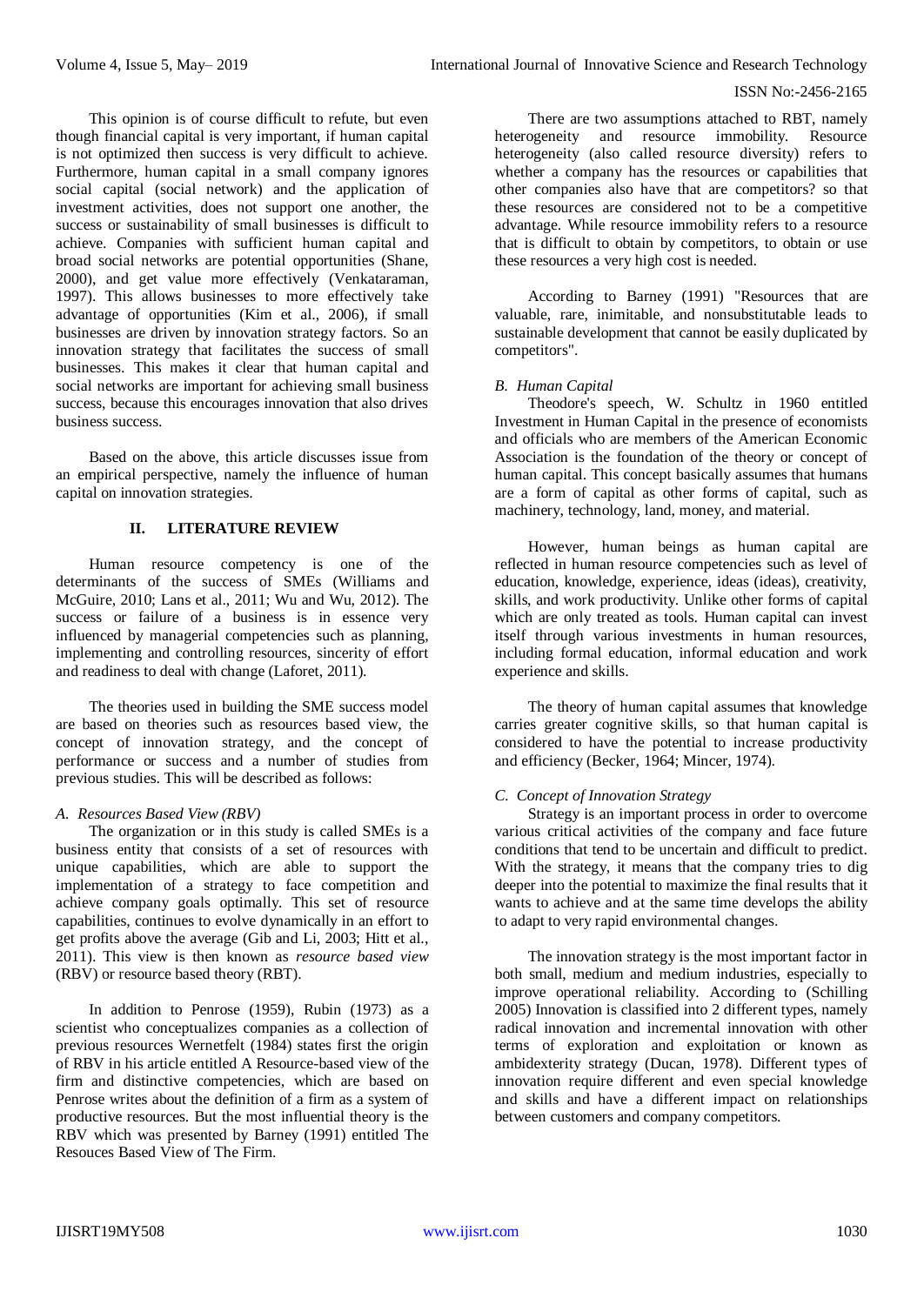This opinion is of course difficult to refute, but even though financial capital is very important, if human capital is not optimized then success is very difficult to achieve. Furthermore, human capital in a small company ignores social capital (social network) and the application of investment activities, does not support one another, the success or sustainability of small businesses is difficult to achieve. Companies with sufficient human capital and broad social networks are potential opportunities (Shane, 2000), and get value more effectively (Venkataraman, 1997). This allows businesses to more effectively take advantage of opportunities (Kim et al., 2006), if small businesses are driven by innovation strategy factors. So an innovation strategy that facilitates the success of small businesses. This makes it clear that human capital and social networks are important for achieving small business success, because this encourages innovation that also drives business success.

Based on the above, this article discusses issue from an empirical perspective, namely the influence of human capital on innovation strategies.

## II. LITERATURE REVIEW

Human resource competency is one of the determinants of the success of SMEs (Williams and McGuire, 2010; Lans et al., 2011; Wu and Wu, 2012). The success or failure of a business is in essence very influenced by managerial competencies such as planning, implementing and controlling resources, sincerity of effort and readiness to deal with change (Laforet, 2011).

The theories used in building the SME success model are based on theories such as resources based view, the concept of innovation strategy, and the concept of performance or success and a number of studies from previous studies. This will be described as follows:

### *A. Resources Based View (RBV)*

The organization or in this study is called SMEs is a business entity that consists of a set of resources with unique capabilities, which are able to support the implementation of a strategy to face competition and achieve company goals optimally. This set of resource capabilities, continues to evolve dynamically in an effort to get profits above the average (Gib and Li, 2003; Hitt et al., 2011). This view is then known as *resource based view* (RBV) or resource based theory (RBT).

In addition to Penrose (1959), Rubin (1973) as a scientist who conceptualizes companies as a collection of previous resources Wernetfelt (1984) states first the origin of RBV in his article entitled A Resource-based view of the firm and distinctive competencies, which are based on Penrose writes about the definition of a firm as a system of productive resources. But the most influential theory is the RBV which was presented by Barney (1991) entitled The Resouces Based View of The Firm.

There are two assumptions attached to RBT, namely heterogeneity and resource immobility. Resource heterogeneity (also called resource diversity) refers to whether a company has the resources or capabilities that other companies also have that are competitors? so that these resources are considered not to be a competitive advantage. While resource immobility refers to a resource that is difficult to obtain by competitors, to obtain or use these resources a very high cost is needed.

According to Barney (1991) "Resources that are valuable, rare, inimitable, and nonsubstitutable leads to sustainable development that cannot be easily duplicated by competitors".

### *B. Human Capital*

Theodore's speech, W. Schultz in 1960 entitled Investment in Human Capital in the presence of economists and officials who are members of the American Economic Association is the foundation of the theory or concept of human capital. This concept basically assumes that humans are a form of capital as other forms of capital, such as machinery, technology, land, money, and material.

However, human beings as human capital are reflected in human resource competencies such as level of education, knowledge, experience, ideas (ideas), creativity, skills, and work productivity. Unlike other forms of capital which are only treated as tools. Human capital can invest itself through various investments in human resources, including formal education, informal education and work experience and skills.

The theory of human capital assumes that knowledge carries greater cognitive skills, so that human capital is considered to have the potential to increase productivity and efficiency (Becker, 1964; Mincer, 1974).

### *C. Concept of Innovation Strategy*

Strategy is an important process in order to overcome various critical activities of the company and face future conditions that tend to be uncertain and difficult to predict. With the strategy, it means that the company tries to dig deeper into the potential to maximize the final results that it wants to achieve and at the same time develops the ability to adapt to very rapid environmental changes.

The innovation strategy is the most important factor in both small, medium and medium industries, especially to improve operational reliability. According to (Schilling 2005) Innovation is classified into 2 different types, namely radical innovation and incremental innovation with other terms of exploration and exploitation or known as ambidexterity strategy (Ducan, 1978). Different types of innovation require different and even special knowledge and skills and have a different impact on relationships between customers and company competitors.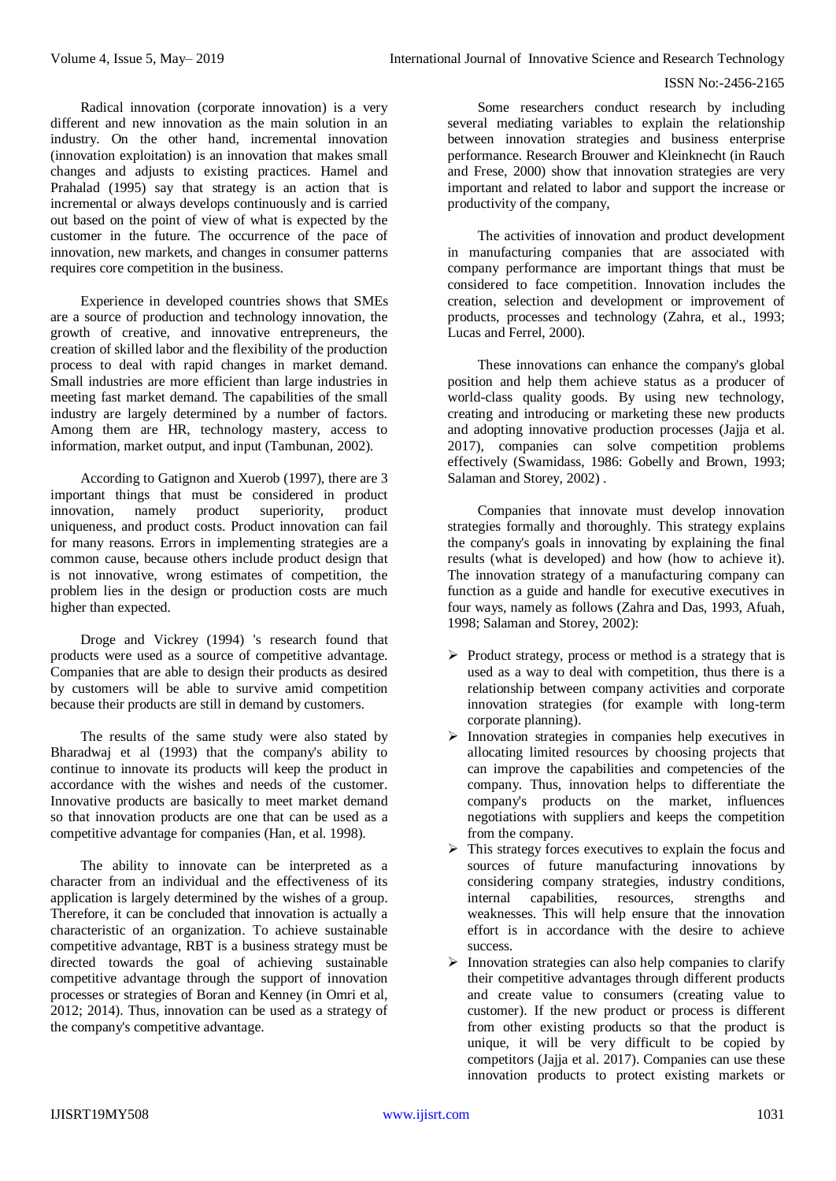Radical innovation (corporate innovation) is a very different and new innovation as the main solution in an industry. On the other hand, incremental innovation (innovation exploitation) is an innovation that makes small changes and adjusts to existing practices. Hamel and Prahalad (1995) say that strategy is an action that is incremental or always develops continuously and is carried out based on the point of view of what is expected by the customer in the future. The occurrence of the pace of innovation, new markets, and changes in consumer patterns requires core competition in the business.

Experience in developed countries shows that SMEs are a source of production and technology innovation, the growth of creative, and innovative entrepreneurs, the creation of skilled labor and the flexibility of the production process to deal with rapid changes in market demand. Small industries are more efficient than large industries in meeting fast market demand. The capabilities of the small industry are largely determined by a number of factors. Among them are HR, technology mastery, access to information, market output, and input (Tambunan, 2002).

According to Gatignon and Xuerob (1997), there are 3 important things that must be considered in product innovation, namely product superiority, product uniqueness, and product costs. Product innovation can fail for many reasons. Errors in implementing strategies are a common cause, because others include product design that is not innovative, wrong estimates of competition, the problem lies in the design or production costs are much higher than expected.

Droge and Vickrey (1994) 's research found that products were used as a source of competitive advantage. Companies that are able to design their products as desired by customers will be able to survive amid competition because their products are still in demand by customers.

The results of the same study were also stated by Bharadwaj et al (1993) that the company's ability to continue to innovate its products will keep the product in accordance with the wishes and needs of the customer. Innovative products are basically to meet market demand so that innovation products are one that can be used as a competitive advantage for companies (Han, et al. 1998).

The ability to innovate can be interpreted as a character from an individual and the effectiveness of its application is largely determined by the wishes of a group. Therefore, it can be concluded that innovation is actually a characteristic of an organization. To achieve sustainable competitive advantage, RBT is a business strategy must be directed towards the goal of achieving sustainable competitive advantage through the support of innovation processes or strategies of Boran and Kenney (in Omri et al, 2012; 2014). Thus, innovation can be used as a strategy of the company's competitive advantage.

Some researchers conduct research by including several mediating variables to explain the relationship between innovation strategies and business enterprise performance. Research Brouwer and Kleinknecht (in Rauch and Frese, 2000) show that innovation strategies are very important and related to labor and support the increase or productivity of the company,

The activities of innovation and product development in manufacturing companies that are associated with company performance are important things that must be considered to face competition. Innovation includes the creation, selection and development or improvement of products, processes and technology (Zahra, et al., 1993; Lucas and Ferrel, 2000).

These innovations can enhance the company's global position and help them achieve status as a producer of world-class quality goods. By using new technology, creating and introducing or marketing these new products and adopting innovative production processes (Jajja et al. 2017), companies can solve competition problems effectively (Swamidass, 1986: Gobelly and Brown, 1993; Salaman and Storey, 2002) .

Companies that innovate must develop innovation strategies formally and thoroughly. This strategy explains the company's goals in innovating by explaining the final results (what is developed) and how (how to achieve it). The innovation strategy of a manufacturing company can function as a guide and handle for executive executives in four ways, namely as follows (Zahra and Das, 1993, Afuah, 1998; Salaman and Storey, 2002):

- Product strategy, process or method is a strategy that is used as a way to deal with competition, thus there is a relationship between company activities and corporate innovation strategies (for example with long-term corporate planning).
- Innovation strategies in companies help executives in allocating limited resources by choosing projects that can improve the capabilities and competencies of the company. Thus, innovation helps to differentiate the company's products on the market, influences negotiations with suppliers and keeps the competition from the company.
- This strategy forces executives to explain the focus and sources of future manufacturing innovations by considering company strategies, industry conditions, internal capabilities, resources, strengths and weaknesses. This will help ensure that the innovation effort is in accordance with the desire to achieve success.
- Innovation strategies can also help companies to clarify their competitive advantages through different products and create value to consumers (creating value to customer). If the new product or process is different from other existing products so that the product is unique, it will be very difficult to be copied by competitors (Jajja et al. 2017). Companies can use these innovation products to protect existing markets or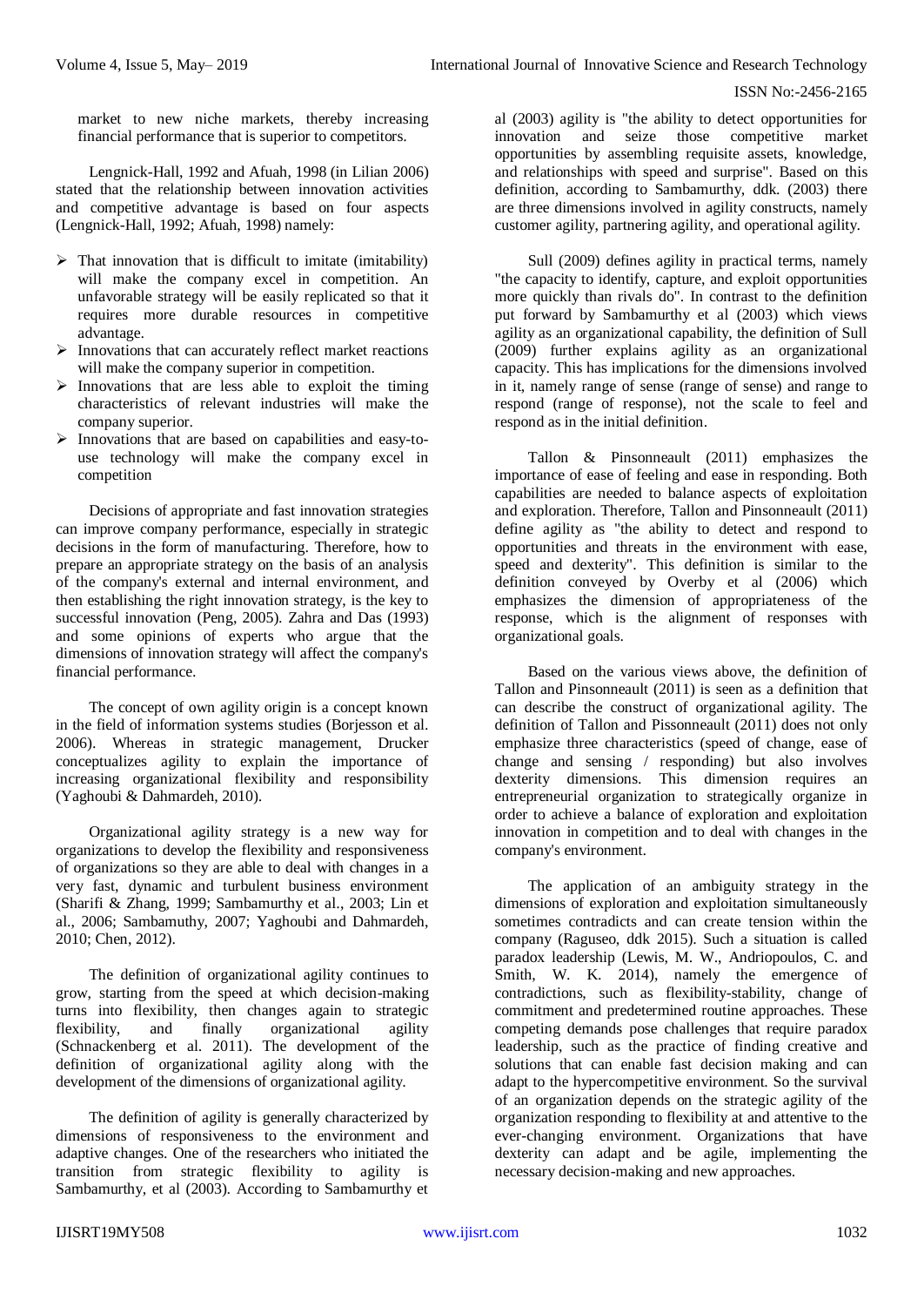market to new niche markets, thereby increasing financial performance that is superior to competitors.

Lengnick-Hall, 1992 and Afuah, 1998 (in Lilian 2006) stated that the relationship between innovation activities and competitive advantage is based on four aspects (Lengnick-Hall, 1992; Afuah, 1998) namely:

- That innovation that is difficult to imitate (imitability) will make the company excel in competition. An unfavorable strategy will be easily replicated so that it requires more durable resources in competitive advantage.
- Innovations that can accurately reflect market reactions will make the company superior in competition.
- Innovations that are less able to exploit the timing characteristics of relevant industries will make the company superior.
- Innovations that are based on capabilities and easy-to-use technology will make the company excel in competition

Decisions of appropriate and fast innovation strategies can improve company performance, especially in strategic decisions in the form of manufacturing. Therefore, how to prepare an appropriate strategy on the basis of an analysis of the company's external and internal environment, and then establishing the right innovation strategy, is the key to successful innovation (Peng, 2005). Zahra and Das (1993) and some opinions of experts who argue that the dimensions of innovation strategy will affect the company's financial performance.

The concept of own agility origin is a concept known in the field of information systems studies (Borjesson et al. 2006). Whereas in strategic management, Drucker conceptualizes agility to explain the importance of increasing organizational flexibility and responsibility (Yaghoubi & Dahmardeh, 2010).

Organizational agility strategy is a new way for organizations to develop the flexibility and responsiveness of organizations so they are able to deal with changes in a very fast, dynamic and turbulent business environment (Sharifi & Zhang, 1999; Sambamurthy et al., 2003; Lin et al., 2006; Sambamuthy, 2007; Yaghoubi and Dahmardeh, 2010; Chen, 2012).

The definition of organizational agility continues to grow, starting from the speed at which decision-making turns into flexibility, then changes again to strategic flexibility, and finally organizational agility (Schnackenberg et al. 2011). The development of the definition of organizational agility along with the development of the dimensions of organizational agility.

The definition of agility is generally characterized by dimensions of responsiveness to the environment and adaptive changes. One of the researchers who initiated the transition from strategic flexibility to agility is Sambamurthy, et al (2003). According to Sambamurthy et al (2003) agility is "the ability to detect opportunities for innovation and seize those competitive market opportunities by assembling requisite assets, knowledge, and relationships with speed and surprise". Based on this definition, according to Sambamurthy, ddk. (2003) there are three dimensions involved in agility constructs, namely customer agility, partnering agility, and operational agility.

Sull (2009) defines agility in practical terms, namely "the capacity to identify, capture, and exploit opportunities more quickly than rivals do". In contrast to the definition put forward by Sambamurthy et al (2003) which views agility as an organizational capability, the definition of Sull (2009) further explains agility as an organizational capacity. This has implications for the dimensions involved in it, namely range of sense (range of sense) and range to respond (range of response), not the scale to feel and respond as in the initial definition.

Tallon & Pinsonneault (2011) emphasizes the importance of ease of feeling and ease in responding. Both capabilities are needed to balance aspects of exploitation and exploration. Therefore, Tallon and Pinsonneault (2011) define agility as "the ability to detect and respond to opportunities and threats in the environment with ease, speed and dexterity". This definition is similar to the definition conveyed by Overby et al (2006) which emphasizes the dimension of appropriateness of the response, which is the alignment of responses with organizational goals.

Based on the various views above, the definition of Tallon and Pinsonneault (2011) is seen as a definition that can describe the construct of organizational agility. The definition of Tallon and Pissonneault (2011) does not only emphasize three characteristics (speed of change, ease of change and sensing / responding) but also involves dexterity dimensions. This dimension requires an entrepreneurial organization to strategically organize in order to achieve a balance of exploration and exploitation innovation in competition and to deal with changes in the company's environment.

The application of an ambiguity strategy in the dimensions of exploration and exploitation simultaneously sometimes contradicts and can create tension within the company (Raguseo, ddk 2015). Such a situation is called paradox leadership (Lewis, M. W., Andriopoulos, C. and Smith, W. K. 2014), namely the emergence of contradictions, such as flexibility-stability, change of commitment and predetermined routine approaches. These competing demands pose challenges that require paradox leadership, such as the practice of finding creative and solutions that can enable fast decision making and can adapt to the hypercompetitive environment. So the survival of an organization depends on the strategic agility of the organization responding to flexibility at and attentive to the ever-changing environment. Organizations that have dexterity can adapt and be agile, implementing the necessary decision-making and new approaches.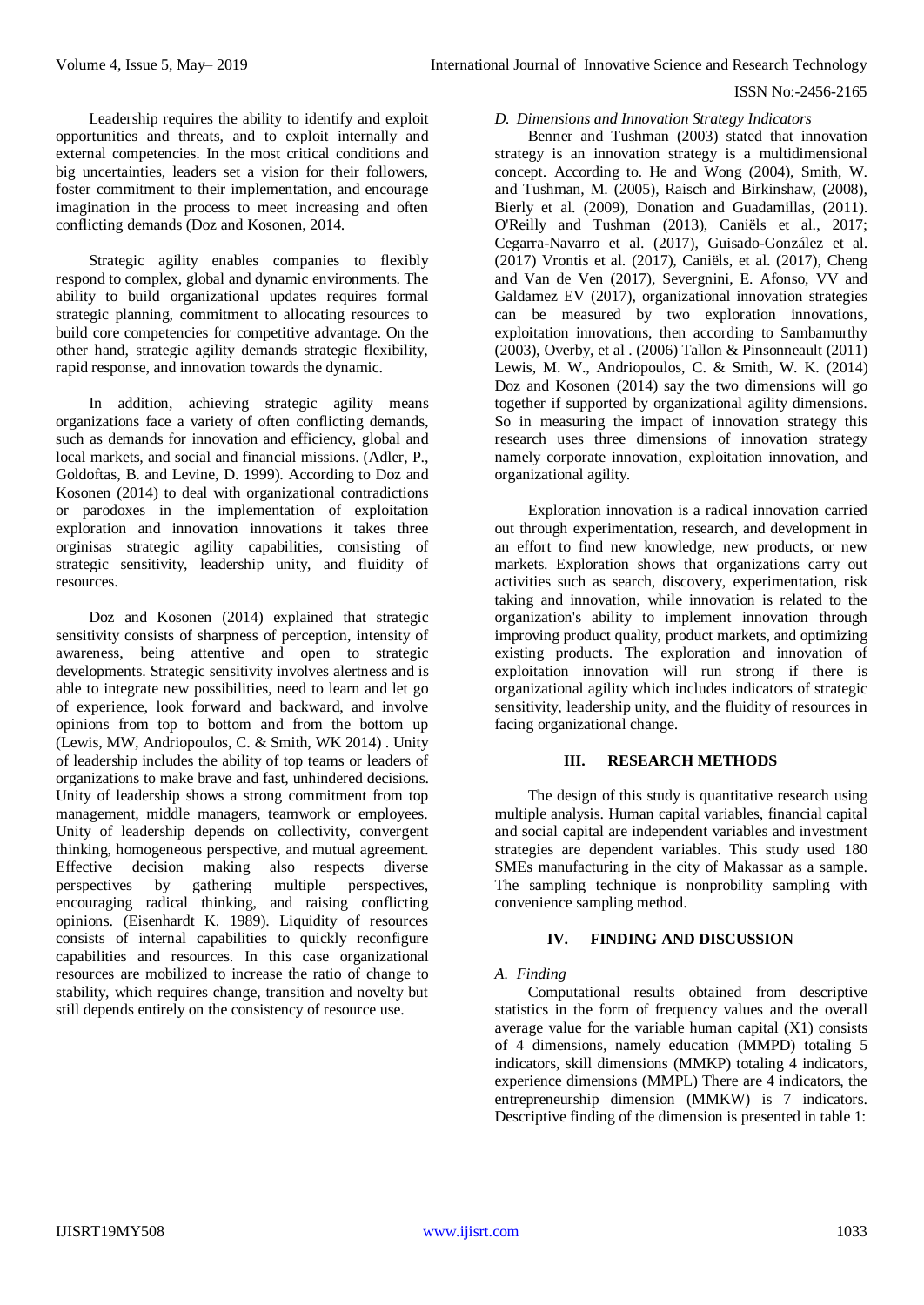Leadership requires the ability to identify and exploit opportunities and threats, and to exploit internally and external competencies. In the most critical conditions and big uncertainties, leaders set a vision for their followers, foster commitment to their implementation, and encourage imagination in the process to meet increasing and often conflicting demands (Doz and Kosonen, 2014.

Strategic agility enables companies to flexibly respond to complex, global and dynamic environments. The ability to build organizational updates requires formal strategic planning, commitment to allocating resources to build core competencies for competitive advantage. On the other hand, strategic agility demands strategic flexibility, rapid response, and innovation towards the dynamic.

In addition, achieving strategic agility means organizations face a variety of often conflicting demands, such as demands for innovation and efficiency, global and local markets, and social and financial missions. (Adler, P., Goldoftas, B. and Levine, D. 1999). According to Doz and Kosonen (2014) to deal with organizational contradictions or parodoxes in the implementation of exploitation exploration and innovation innovations it takes three orginisas strategic agility capabilities, consisting of strategic sensitivity, leadership unity, and fluidity of resources.

Doz and Kosonen (2014) explained that strategic sensitivity consists of sharpness of perception, intensity of awareness, being attentive and open to strategic developments. Strategic sensitivity involves alertness and is able to integrate new possibilities, need to learn and let go of experience, look forward and backward, and involve opinions from top to bottom and from the bottom up (Lewis, MW, Andriopoulos, C. & Smith, WK 2014) . Unity of leadership includes the ability of top teams or leaders of organizations to make brave and fast, unhindered decisions. Unity of leadership shows a strong commitment from top management, middle managers, teamwork or employees. Unity of leadership depends on collectivity, convergent thinking, homogeneous perspective, and mutual agreement. Effective decision making also respects diverse perspectives by gathering multiple perspectives, encouraging radical thinking, and raising conflicting opinions. (Eisenhardt K. 1989). Liquidity of resources consists of internal capabilities to quickly reconfigure capabilities and resources. In this case organizational resources are mobilized to increase the ratio of change to stability, which requires change, transition and novelty but still depends entirely on the consistency of resource use.

### *D. Dimensions and Innovation Strategy Indicators*

Benner and Tushman (2003) stated that innovation strategy is an innovation strategy is a multidimensional concept. According to. He and Wong (2004), Smith, W. and Tushman, M. (2005), Raisch and Birkinshaw, (2008), Bierly et al. (2009), Donation and Guadamillas, (2011). O'Reilly and Tushman (2013), Caniëls et al., 2017; Cegarra-Navarro et al. (2017), Guisado-González et al. (2017) Vrontis et al. (2017), Caniëls, et al. (2017), Cheng and Van de Ven (2017), Severgnini, E. Afonso, VV and Galdamez EV (2017), organizational innovation strategies can be measured by two exploration innovations, exploitation innovations, then according to Sambamurthy (2003), Overby, et al . (2006) Tallon & Pinsonneault (2011) Lewis, M. W., Andriopoulos, C. & Smith, W. K. (2014) Doz and Kosonen (2014) say the two dimensions will go together if supported by organizational agility dimensions. So in measuring the impact of innovation strategy this research uses three dimensions of innovation strategy namely corporate innovation, exploitation innovation, and organizational agility.

Exploration innovation is a radical innovation carried out through experimentation, research, and development in an effort to find new knowledge, new products, or new markets. Exploration shows that organizations carry out activities such as search, discovery, experimentation, risk taking and innovation, while innovation is related to the organization's ability to implement innovation through improving product quality, product markets, and optimizing existing products. The exploration and innovation of exploitation innovation will run strong if there is organizational agility which includes indicators of strategic sensitivity, leadership unity, and the fluidity of resources in facing organizational change.

## III. RESEARCH METHODS

The design of this study is quantitative research using multiple analysis. Human capital variables, financial capital and social capital are independent variables and investment strategies are dependent variables. This study used 180 SMEs manufacturing in the city of Makassar as a sample. The sampling technique is nonprobility sampling with convenience sampling method.

## IV. FINDING AND DISCUSSION

### *A. Finding*

Computational results obtained from descriptive statistics in the form of frequency values and the overall average value for the variable human capital (X1) consists of 4 dimensions, namely education (MMPD) totaling 5 indicators, skill dimensions (MMKP) totaling 4 indicators, experience dimensions (MMPL) There are 4 indicators, the entrepreneurship dimension (MMKW) is 7 indicators. Descriptive finding of the dimension is presented in table 1: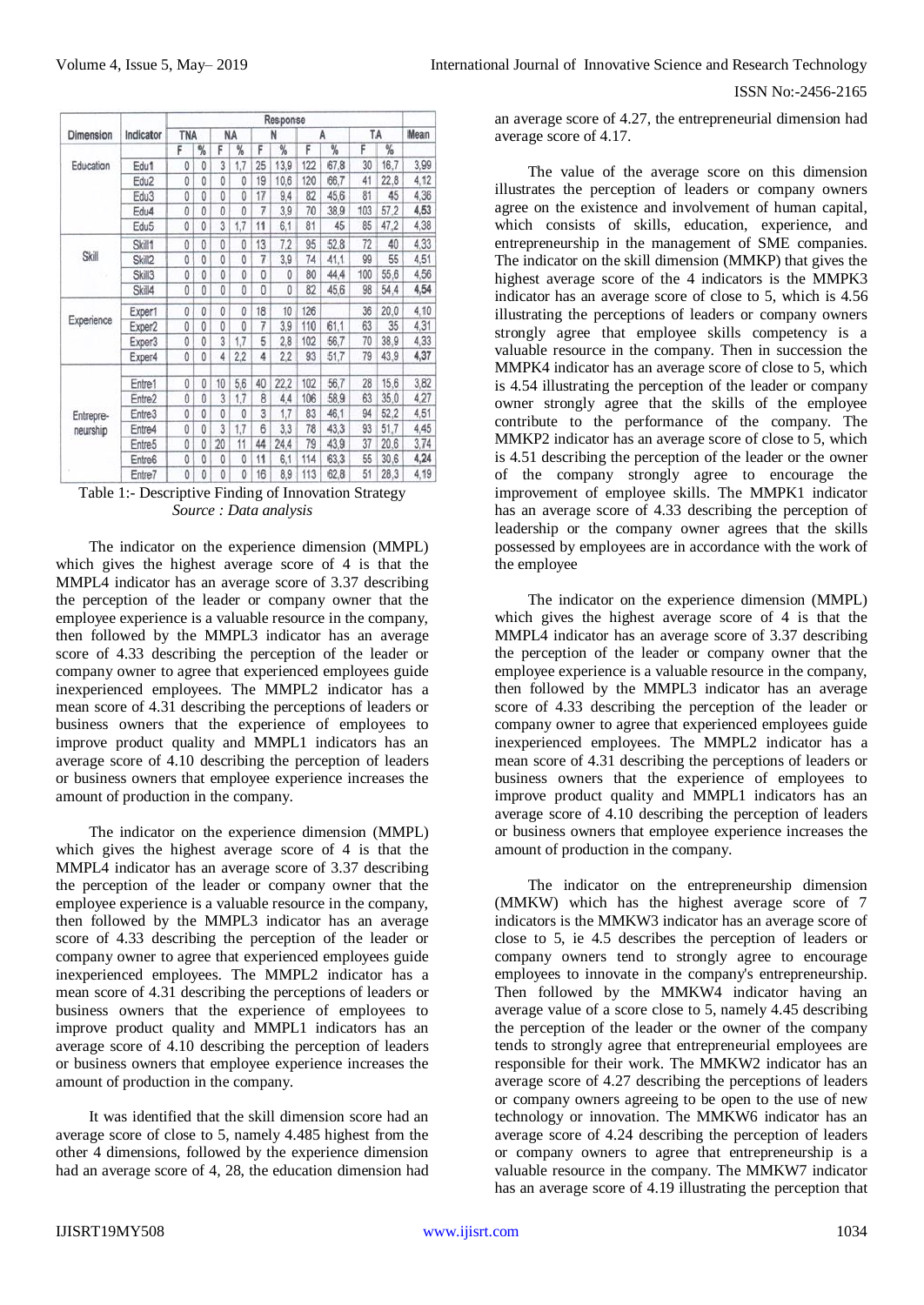| Dimension | Indicator | Response | | | | | | | | | | Mean |
|---|---|---|---|---|---|---|---|---|---|---|---|---|
| | | TNA | | NA | | N | | A | | TA | | |
| | | F | % | F | % | F | % | F | % | F | % | |
| Education | Edu1 | 0 | 0 | 3 | 1,7 | 25 | 13,9 | 122 | 67,8 | 30 | 16,7 | 3,99 |
| | Edu2 | 0 | 0 | 0 | 0 | 19 | 10,6 | 120 | 66,7 | 41 | 22,8 | 4,12 |
| | Edu3 | 0 | 0 | 0 | 0 | 17 | 9,4 | 82 | 45,6 | 81 | 45 | 4,36 |
| | Edu4 | 0 | 0 | 0 | 0 | 7 | 3,9 | 70 | 38,9 | 103 | 57,2 | 4,53 |
| | Edu5 | 0 | 0 | 3 | 1,7 | 11 | 6,1 | 81 | 45 | 85 | 47,2 | 4,38 |
| Skill | Skill1 | 0 | 0 | 0 | 0 | 13 | 7,2 | 95 | 52,8 | 72 | 40 | 4,33 |
| | Skill2 | 0 | 0 | 0 | 0 | 7 | 3,9 | 74 | 41,1 | 99 | 55 | 4,51 |
| | Skill3 | 0 | 0 | 0 | 0 | 0 | 0 | 80 | 44,4 | 100 | 55,6 | 4,56 |
| | Skill4 | 0 | 0 | 0 | 0 | 0 | 0 | 82 | 45,6 | 98 | 54,4 | 4,54 |
| Experience | Exper1 | 0 | 0 | 0 | 0 | 18 | 10 | 126 | | 36 | 20,0 | 4,10 |
| | Exper2 | 0 | 0 | 0 | 0 | 7 | 3,9 | 110 | 61,1 | 63 | 35 | 4,31 |
| | Exper3 | 0 | 0 | 3 | 1,7 | 5 | 2,8 | 102 | 56,7 | 70 | 38,9 | 4,33 |
| | Exper4 | 0 | 0 | 4 | 2,2 | 4 | 2,2 | 93 | 51,7 | 79 | 43,9 | 4,37 |
| Entrepre-neurship | Entre1 | 0 | 0 | 10 | 5,6 | 40 | 22,2 | 102 | 56,7 | 28 | 15,6 | 3,82 |
| | Entre2 | 0 | 0 | 3 | 1,7 | 8 | 4,4 | 106 | 58,9 | 63 | 35,0 | 4,27 |
| | Entre3 | 0 | 0 | 0 | 0 | 3 | 1,7 | 83 | 46,1 | 94 | 52,2 | 4,51 |
| | Entre4 | 0 | 0 | 3 | 1,7 | 6 | 3,3 | 78 | 43,3 | 93 | 51,7 | 4,45 |
| | Entre5 | 0 | 0 | 20 | 11 | 44 | 24,4 | 79 | 43,9 | 37 | 20,6 | 3,74 |
| | Entre6 | 0 | 0 | 0 | 0 | 11 | 6,1 | 114 | 63,3 | 55 | 30,6 | 4,24 |
| | Entre7 | 0 | 0 | 0 | 0 | 16 | 8,9 | 113 | 62,8 | 51 | 28,3 | 4,19 |

Table 1:- Descriptive Finding of Innovation Strategy
*Source : Data analysis*

The indicator on the experience dimension (MMPL) which gives the highest average score of 4 is that the MMPL4 indicator has an average score of 3.37 describing the perception of the leader or company owner that the employee experience is a valuable resource in the company, then followed by the MMPL3 indicator has an average score of 4.33 describing the perception of the leader or company owner to agree that experienced employees guide inexperienced employees. The MMPL2 indicator has a mean score of 4.31 describing the perceptions of leaders or business owners that the experience of employees to improve product quality and MMPL1 indicators has an average score of 4.10 describing the perception of leaders or business owners that employee experience increases the amount of production in the company.

The indicator on the experience dimension (MMPL) which gives the highest average score of 4 is that the MMPL4 indicator has an average score of 3.37 describing the perception of the leader or company owner that the employee experience is a valuable resource in the company, then followed by the MMPL3 indicator has an average score of 4.33 describing the perception of the leader or company owner to agree that experienced employees guide inexperienced employees. The MMPL2 indicator has a mean score of 4.31 describing the perceptions of leaders or business owners that the experience of employees to improve product quality and MMPL1 indicators has an average score of 4.10 describing the perception of leaders or business owners that employee experience increases the amount of production in the company.

It was identified that the skill dimension score had an average score of close to 5, namely 4.485 highest from the other 4 dimensions, followed by the experience dimension had an average score of 4, 28, the education dimension had an average score of 4.27, the entrepreneurial dimension had average score of 4.17.

The value of the average score on this dimension illustrates the perception of leaders or company owners agree on the existence and involvement of human capital, which consists of skills, education, experience, and entrepreneurship in the management of SME companies. The indicator on the skill dimension (MMKP) that gives the highest average score of the 4 indicators is the MMPK3 indicator has an average score of close to 5, which is 4.56 illustrating the perceptions of leaders or company owners strongly agree that employee skills competency is a valuable resource in the company. Then in succession the MMPK4 indicator has an average score of close to 5, which is 4.54 illustrating the perception of the leader or company owner strongly agree that the skills of the employee contribute to the performance of the company. The MMKP2 indicator has an average score of close to 5, which is 4.51 describing the perception of the leader or the owner of the company strongly agree to encourage the improvement of employee skills. The MMPK1 indicator has an average score of 4.33 describing the perception of leadership or the company owner agrees that the skills possessed by employees are in accordance with the work of the employee

The indicator on the experience dimension (MMPL) which gives the highest average score of 4 is that the MMPL4 indicator has an average score of 3.37 describing the perception of the leader or company owner that the employee experience is a valuable resource in the company, then followed by the MMPL3 indicator has an average score of 4.33 describing the perception of the leader or company owner to agree that experienced employees guide inexperienced employees. The MMPL2 indicator has a mean score of 4.31 describing the perceptions of leaders or business owners that the experience of employees to improve product quality and MMPL1 indicators has an average score of 4.10 describing the perception of leaders or business owners that employee experience increases the amount of production in the company.

The indicator on the entrepreneurship dimension (MMKW) which has the highest average score of 7 indicators is the MMKW3 indicator has an average score of close to 5, ie 4.5 describes the perception of leaders or company owners tend to strongly agree to encourage employees to innovate in the company's entrepreneurship. Then followed by the MMKW4 indicator having an average value of a score close to 5, namely 4.45 describing the perception of the leader or the owner of the company tends to strongly agree that entrepreneurial employees are responsible for their work. The MMKW2 indicator has an average score of 4.27 describing the perceptions of leaders or company owners agreeing to be open to the use of new technology or innovation. The MMKW6 indicator has an average score of 4.24 describing the perception of leaders or company owners to agree that entrepreneurship is a valuable resource in the company. The MMKW7 indicator has an average score of 4.19 illustrating the perception that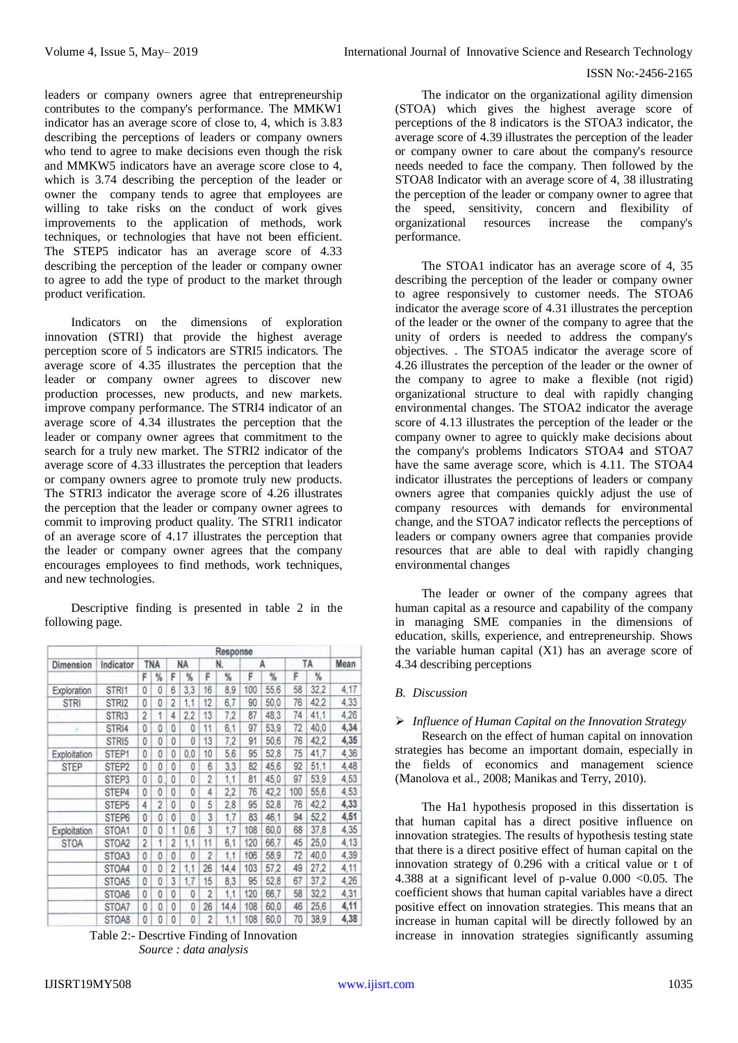leaders or company owners agree that entrepreneurship contributes to the company's performance. The MMKW1 indicator has an average score of close to, 4, which is 3.83 describing the perceptions of leaders or company owners who tend to agree to make decisions even though the risk and MMKW5 indicators have an average score close to 4, which is 3.74 describing the perception of the leader or owner the company tends to agree that employees are willing to take risks on the conduct of work gives improvements to the application of methods, work techniques, or technologies that have not been efficient. The STEP5 indicator has an average score of 4.33 describing the perception of the leader or company owner to agree to add the type of product to the market through product verification.

Indicators on the dimensions of exploration innovation (STRI) that provide the highest average perception score of 5 indicators are STRI5 indicators. The average score of 4.35 illustrates the perception that the leader or company owner agrees to discover new production processes, new products, and new markets. improve company performance. The STRI4 indicator of an average score of 4.34 illustrates the perception that the leader or company owner agrees that commitment to the search for a truly new market. The STRI2 indicator of the average score of 4.33 illustrates the perception that leaders or company owners agree to promote truly new products. The STRI3 indicator the average score of 4.26 illustrates the perception that the leader or company owner agrees to commit to improving product quality. The STRI1 indicator of an average score of 4.17 illustrates the perception that the leader or company owner agrees that the company encourages employees to find methods, work techniques, and new technologies.

Descriptive finding is presented in table 2 in the following page.

| Dimension | Indicator | Response | | | | | | | | | | Mean |
|---|---|---|---|---|---|---|---|---|---|---|---|---|
| | | TNA | | NA | | N. | | A | | TA | | |
| | | F | % | F | % | F | % | F | % | F | % | |
| Exploration STRI | STRI1 | 0 | 0 | 6 | 3,3 | 16 | 8,9 | 100 | 55,6 | 58 | 32,2 | 4,17 |
| | STRI2 | 0 | 0 | 2 | 1,1 | 12 | 6,7 | 90 | 50,0 | 76 | 42,2 | 4,33 |
| | STRI3 | 2 | 1 | 4 | 2,2 | 13 | 7,2 | 87 | 48,3 | 74 | 41,1 | 4,26 |
| | STRI4 | 0 | 0 | 0 | 0 | 11 | 6,1 | 97 | 53,9 | 72 | 40,0 | 4,34 |
| | STRI5 | 0 | 0 | 0 | 0 | 13 | 7,2 | 91 | 50,6 | 76 | 42,2 | 4,35 |
| Exploitation STEP | STEP1 | 0 | 0 | 0 | 0,0 | 10 | 5,6 | 95 | 52,8 | 75 | 41,7 | 4,36 |
| | STEP2 | 0 | 0 | 0 | 0 | 6 | 3,3 | 82 | 45,6 | 92 | 51,1 | 4,48 |
| | STEP3 | 0 | 0 | 0 | 0 | 2 | 1,1 | 81 | 45,0 | 97 | 53,9 | 4,53 |
| | STEP4 | 0 | 0 | 0 | 0 | 4 | 2,2 | 76 | 42,2 | 100 | 55,6 | 4,53 |
| | STEP5 | 4 | 2 | 0 | 0 | 5 | 2,8 | 95 | 52,8 | 76 | 42,2 | 4,33 |
| | STEP6 | 0 | 0 | 0 | 0 | 3 | 1,7 | 83 | 46,1 | 94 | 52,2 | 4,51 |
| Exploitation STOA | STOA1 | 0 | 0 | 1 | 0,6 | 3 | 1,7 | 108 | 60,0 | 68 | 37,8 | 4,35 |
| | STOA2 | 2 | 1 | 2 | 1,1 | 11 | 6,1 | 120 | 66,7 | 45 | 25,0 | 4,13 |
| | STOA3 | 0 | 0 | 0 | 0 | 2 | 1,1 | 106 | 58,9 | 72 | 40,0 | 4,39 |
| | STOA4 | 0 | 0 | 2 | 1,1 | 26 | 14,4 | 103 | 57,2 | 49 | 27,2 | 4,11 |
| | STOA5 | 0 | 0 | 3 | 1,7 | 15 | 8,3 | 95 | 52,8 | 67 | 37,2 | 4,26 |
| | STOA6 | 0 | 0 | 0 | 0 | 2 | 1,1 | 120 | 66,7 | 58 | 32,2 | 4,31 |
| | STOA7 | 0 | 0 | 0 | 0 | 26 | 14,4 | 108 | 60,0 | 46 | 25,6 | 4,11 |
| | STOA8 | 0 | 0 | 0 | 0 | 2 | 1,1 | 108 | 60,0 | 70 | 38,9 | 4,38 |

Table 2:- Descrtive Finding of Innovation
*Source : data analysis*

The indicator on the organizational agility dimension (STOA) which gives the highest average score of perceptions of the 8 indicators is the STOA3 indicator, the average score of 4.39 illustrates the perception of the leader or company owner to care about the company's resource needs needed to face the company. Then followed by the STOA8 Indicator with an average score of 4, 38 illustrating the perception of the leader or company owner to agree that the speed, sensitivity, concern and flexibility of organizational resources increase the company's performance.

The STOA1 indicator has an average score of 4, 35 describing the perception of the leader or company owner to agree responsively to customer needs. The STOA6 indicator the average score of 4.31 illustrates the perception of the leader or the owner of the company to agree that the unity of orders is needed to address the company's objectives. . The STOA5 indicator the average score of 4.26 illustrates the perception of the leader or the owner of the company to agree to make a flexible (not rigid) organizational structure to deal with rapidly changing environmental changes. The STOA2 indicator the average score of 4.13 illustrates the perception of the leader or the company owner to agree to quickly make decisions about the company's problems Indicators STOA4 and STOA7 have the same average score, which is 4.11. The STOA4 indicator illustrates the perceptions of leaders or company owners agree that companies quickly adjust the use of company resources with demands for environmental change, and the STOA7 indicator reflects the perceptions of leaders or company owners agree that companies provide resources that are able to deal with rapidly changing environmental changes

The leader or owner of the company agrees that human capital as a resource and capability of the company in managing SME companies in the dimensions of education, skills, experience, and entrepreneurship. Shows the variable human capital (X1) has an average score of 4.34 describing perceptions

*B. Discussion*

- *Influence of Human Capital on the Innovation Strategy*

Research on the effect of human capital on innovation strategies has become an important domain, especially in the fields of economics and management science (Manolova et al., 2008; Manikas and Terry, 2010).

The Ha1 hypothesis proposed in this dissertation is that human capital has a direct positive influence on innovation strategies. The results of hypothesis testing state that there is a direct positive effect of human capital on the innovation strategy of 0.296 with a critical value or t of 4.388 at a significant level of p-value 0.000 <0.05. The coefficient shows that human capital variables have a direct positive effect on innovation strategies. This means that an increase in human capital will be directly followed by an increase in innovation strategies significantly assuming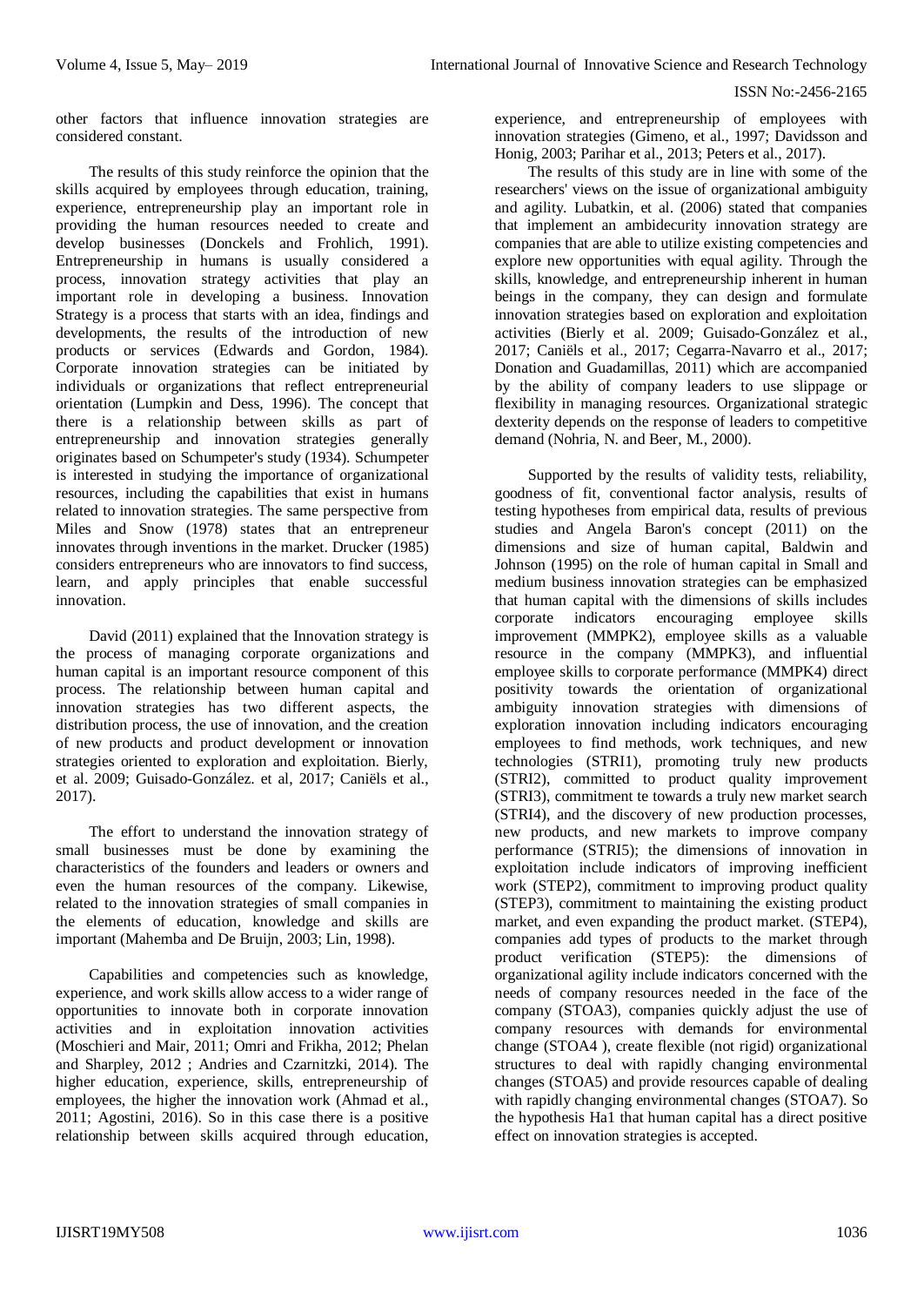other factors that influence innovation strategies are considered constant.

The results of this study reinforce the opinion that the skills acquired by employees through education, training, experience, entrepreneurship play an important role in providing the human resources needed to create and develop businesses (Donckels and Frohlich, 1991). Entrepreneurship in humans is usually considered a process, innovation strategy activities that play an important role in developing a business. Innovation Strategy is a process that starts with an idea, findings and developments, the results of the introduction of new products or services (Edwards and Gordon, 1984). Corporate innovation strategies can be initiated by individuals or organizations that reflect entrepreneurial orientation (Lumpkin and Dess, 1996). The concept that there is a relationship between skills as part of entrepreneurship and innovation strategies generally originates based on Schumpeter's study (1934). Schumpeter is interested in studying the importance of organizational resources, including the capabilities that exist in humans related to innovation strategies. The same perspective from Miles and Snow (1978) states that an entrepreneur innovates through inventions in the market. Drucker (1985) considers entrepreneurs who are innovators to find success, learn, and apply principles that enable successful innovation.

David (2011) explained that the Innovation strategy is the process of managing corporate organizations and human capital is an important resource component of this process. The relationship between human capital and innovation strategies has two different aspects, the distribution process, the use of innovation, and the creation of new products and product development or innovation strategies oriented to exploration and exploitation. Bierly, et al. 2009; Guisado-González. et al, 2017; Caniëls et al., 2017).

The effort to understand the innovation strategy of small businesses must be done by examining the characteristics of the founders and leaders or owners and even the human resources of the company. Likewise, related to the innovation strategies of small companies in the elements of education, knowledge and skills are important (Mahemba and De Bruijn, 2003; Lin, 1998).

Capabilities and competencies such as knowledge, experience, and work skills allow access to a wider range of opportunities to innovate both in corporate innovation activities and in exploitation innovation activities (Moschieri and Mair, 2011; Omri and Frikha, 2012; Phelan and Sharpley, 2012 ; Andries and Czarnitzki, 2014). The higher education, experience, skills, entrepreneurship of employees, the higher the innovation work (Ahmad et al., 2011; Agostini, 2016). So in this case there is a positive relationship between skills acquired through education, experience, and entrepreneurship of employees with innovation strategies (Gimeno, et al., 1997; Davidsson and Honig, 2003; Parihar et al., 2013; Peters et al., 2017).

The results of this study are in line with some of the researchers' views on the issue of organizational ambiguity and agility. Lubatkin, et al. (2006) stated that companies that implement an ambidecurity innovation strategy are companies that are able to utilize existing competencies and explore new opportunities with equal agility. Through the skills, knowledge, and entrepreneurship inherent in human beings in the company, they can design and formulate innovation strategies based on exploration and exploitation activities (Bierly et al. 2009; Guisado-González et al., 2017; Caniëls et al., 2017; Cegarra-Navarro et al., 2017; Donation and Guadamillas, 2011) which are accompanied by the ability of company leaders to use slippage or flexibility in managing resources. Organizational strategic dexterity depends on the response of leaders to competitive demand (Nohria, N. and Beer, M., 2000).

Supported by the results of validity tests, reliability, goodness of fit, conventional factor analysis, results of testing hypotheses from empirical data, results of previous studies and Angela Baron's concept (2011) on the dimensions and size of human capital, Baldwin and Johnson (1995) on the role of human capital in Small and medium business innovation strategies can be emphasized that human capital with the dimensions of skills includes corporate indicators encouraging employee skills improvement (MMPK2), employee skills as a valuable resource in the company (MMPK3), and influential employee skills to corporate performance (MMPK4) direct positivity towards the orientation of organizational ambiguity innovation strategies with dimensions of exploration innovation including indicators encouraging employees to find methods, work techniques, and new technologies (STRI1), promoting truly new products (STRI2), committed to product quality improvement (STRI3), commitment te towards a truly new market search (STRI4), and the discovery of new production processes, new products, and new markets to improve company performance (STRI5); the dimensions of innovation in exploitation include indicators of improving inefficient work (STEP2), commitment to improving product quality (STEP3), commitment to maintaining the existing product market, and even expanding the product market. (STEP4), companies add types of products to the market through product verification (STEP5): the dimensions of organizational agility include indicators concerned with the needs of company resources needed in the face of the company (STOA3), companies quickly adjust the use of company resources with demands for environmental change (STOA4 ), create flexible (not rigid) organizational structures to deal with rapidly changing environmental changes (STOA5) and provide resources capable of dealing with rapidly changing environmental changes (STOA7). So the hypothesis Ha1 that human capital has a direct positive effect on innovation strategies is accepted.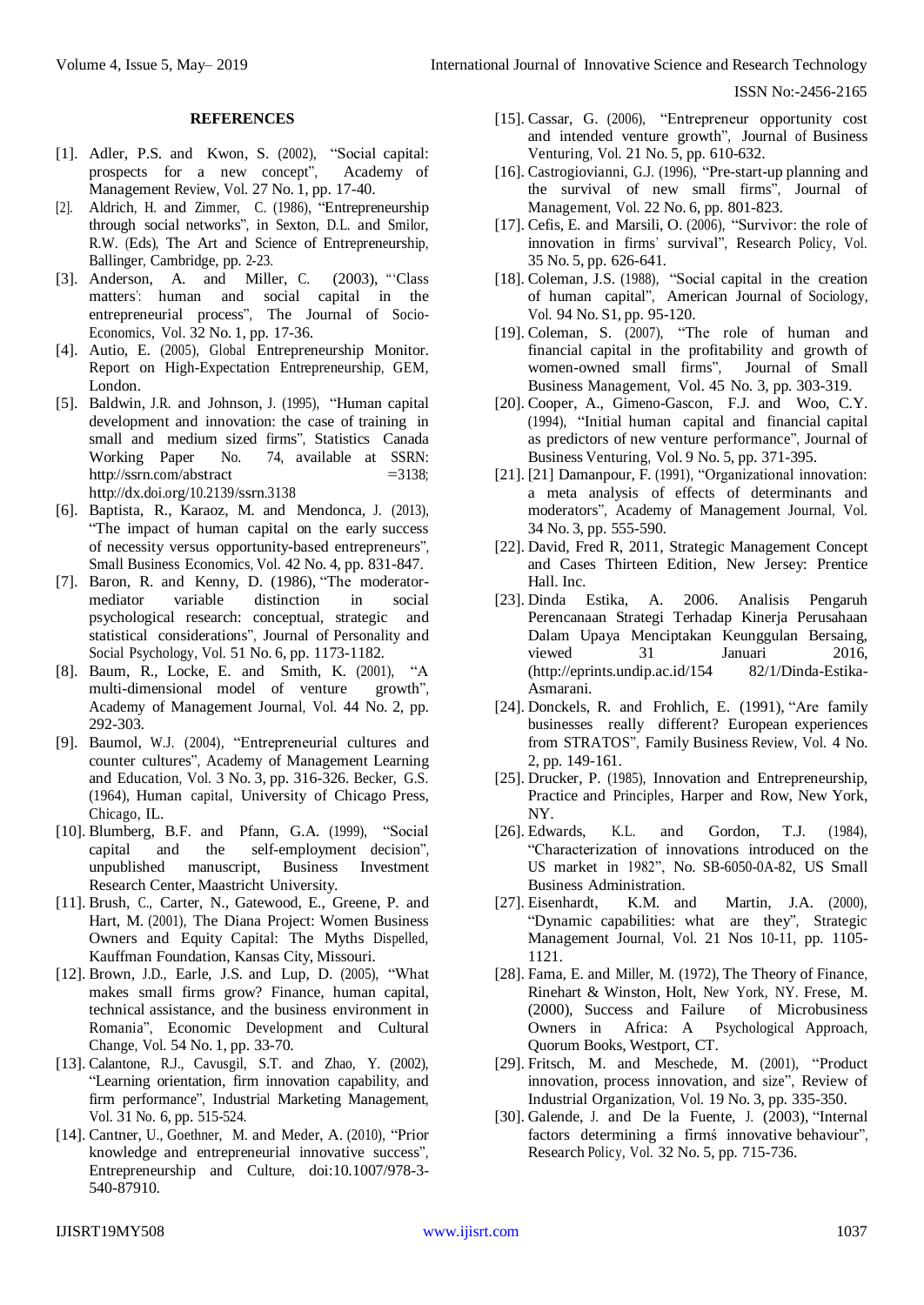**REFERENCES**

[1]. Adler, P.S. and Kwon, S. (2002), "Social capital: prospects for a new concept", Academy of Management Review, Vol. 27 No. 1, pp. 17-40.

[2]. Aldrich, H. and Zimmer, C. (1986), "Entrepreneurship through social networks", in Sexton, D.L. and Smilor, R.W. (Eds), The Art and Science of Entrepreneurship, Ballinger, Cambridge, pp. 2-23.

[3]. Anderson, A. and Miller, C. (2003), "'Class matters': human and social capital in the entrepreneurial process", The Journal of Socio-Economics, Vol. 32 No. 1, pp. 17-36.

[4]. Autio, E. (2005), Global Entrepreneurship Monitor. Report on High-Expectation Entrepreneurship, GEM, London.

[5]. Baldwin, J.R. and Johnson, J. (1995), "Human capital development and innovation: the case of training in small and medium sized firms", Statistics Canada Working Paper No. 74, available at SSRN: http://ssrn.com/abstract =3138; http://dx.doi.org/10.2139/ssrn.3138

[6]. Baptista, R., Karaoz, M. and Mendonca, J. (2013), "The impact of human capital on the early success of necessity versus opportunity-based entrepreneurs", Small Business Economics, Vol. 42 No. 4, pp. 831-847.

[7]. Baron, R. and Kenny, D. (1986), "The moderator-mediator variable distinction in social psychological research: conceptual, strategic and statistical considerations", Journal of Personality and Social Psychology, Vol. 51 No. 6, pp. 1173-1182.

[8]. Baum, R., Locke, E. and Smith, K. (2001), "A multi-dimensional model of venture growth", Academy of Management Journal, Vol. 44 No. 2, pp. 292-303.

[9]. Baumol, W.J. (2004), "Entrepreneurial cultures and counter cultures", Academy of Management Learning and Education, Vol. 3 No. 3, pp. 316-326. Becker, G.S. (1964), Human capital, University of Chicago Press, Chicago, IL.

[10]. Blumberg, B.F. and Pfann, G.A. (1999), "Social capital and the self-employment decision", unpublished manuscript, Business Investment Research Center, Maastricht University.

[11]. Brush, C., Carter, N., Gatewood, E., Greene, P. and Hart, M. (2001), The Diana Project: Women Business Owners and Equity Capital: The Myths Dispelled, Kauffman Foundation, Kansas City, Missouri.

[12]. Brown, J.D., Earle, J.S. and Lup, D. (2005), "What makes small firms grow? Finance, human capital, technical assistance, and the business environment in Romania", Economic Development and Cultural Change, Vol. 54 No. 1, pp. 33-70.

[13]. Calantone, R.J., Cavusgil, S.T. and Zhao, Y. (2002), "Learning orientation, firm innovation capability, and firm performance", Industrial Marketing Management, Vol. 31 No. 6, pp. 515-524.

[14]. Cantner, U., Goethner, M. and Meder, A. (2010), "Prior knowledge and entrepreneurial innovative success", Entrepreneurship and Culture, doi:10.1007/978-3-540-87910.

[15]. Cassar, G. (2006), "Entrepreneur opportunity cost and intended venture growth", Journal of Business Venturing, Vol. 21 No. 5, pp. 610-632.

[16]. Castrogiovianni, G.J. (1996), "Pre-start-up planning and the survival of new small firms", Journal of Management, Vol. 22 No. 6, pp. 801-823.

[17]. Cefis, E. and Marsili, O. (2006), "Survivor: the role of innovation in firms' survival", Research Policy, Vol. 35 No. 5, pp. 626-641.

[18]. Coleman, J.S. (1988), "Social capital in the creation of human capital", American Journal of Sociology, Vol. 94 No. S1, pp. 95-120.

[19]. Coleman, S. (2007), "The role of human and financial capital in the profitability and growth of women-owned small firms", Journal of Small Business Management, Vol. 45 No. 3, pp. 303-319.

[20]. Cooper, A., Gimeno-Gascon, F.J. and Woo, C.Y. (1994), "Initial human capital and financial capital as predictors of new venture performance", Journal of Business Venturing, Vol. 9 No. 5, pp. 371-395.

[21]. [21] Damanpour, F. (1991), "Organizational innovation: a meta analysis of effects of determinants and moderators", Academy of Management Journal, Vol. 34 No. 3, pp. 555-590.

[22]. David, Fred R, 2011, Strategic Management Concept and Cases Thirteen Edition, New Jersey: Prentice Hall. Inc.

[23]. Dinda Estika, A. 2006. Analisis Pengaruh Perencanaan Strategi Terhadap Kinerja Perusahaan Dalam Upaya Menciptakan Keunggulan Bersaing, viewed 31 Januari 2016, (http://eprints.undip.ac.id/154 82/1/Dinda-Estika-Asmarani.

[24]. Donckels, R. and Frohlich, E. (1991), "Are family businesses really different? European experiences from STRATOS", Family Business Review, Vol. 4 No. 2, pp. 149-161.

[25]. Drucker, P. (1985), Innovation and Entrepreneurship, Practice and Principles, Harper and Row, New York, NY.

[26]. Edwards, K.L. and Gordon, T.J. (1984), "Characterization of innovations introduced on the US market in 1982", No. SB-6050-0A-82, US Small Business Administration.

[27]. Eisenhardt, K.M. and Martin, J.A. (2000), "Dynamic capabilities: what are they", Strategic Management Journal, Vol. 21 Nos 10-11, pp. 1105-1121.

[28]. Fama, E. and Miller, M. (1972), The Theory of Finance, Rinehart & Winston, Holt, New York, NY. Frese, M. (2000), Success and Failure of Microbusiness Owners in Africa: A Psychological Approach, Quorum Books, Westport, CT.

[29]. Fritsch, M. and Meschede, M. (2001), "Product innovation, process innovation, and size", Review of Industrial Organization, Vol. 19 No. 3, pp. 335-350.

[30]. Galende, J. and De la Fuente, J. (2003), "Internal factors determining a firmś innovative behaviour", Research Policy, Vol. 32 No. 5, pp. 715-736.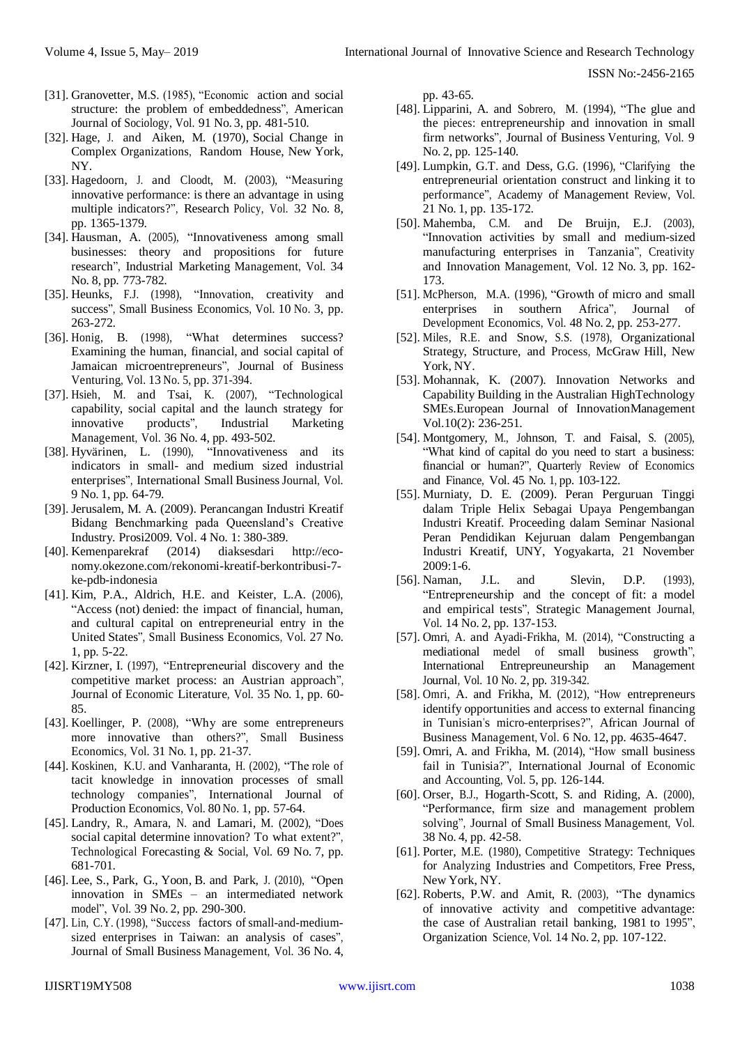[31]. Granovetter, M.S. (1985), "Economic action and social structure: the problem of embeddedness", American Journal of Sociology, Vol. 91 No. 3, pp. 481-510.

[32]. Hage, J. and Aiken, M. (1970), Social Change in Complex Organizations, Random House, New York, NY.

[33]. Hagedoorn, J. and Cloodt, M. (2003), "Measuring innovative performance: is there an advantage in using multiple indicators?", Research Policy, Vol. 32 No. 8, pp. 1365-1379.

[34]. Hausman, A. (2005), "Innovativeness among small businesses: theory and propositions for future research", Industrial Marketing Management, Vol. 34 No. 8, pp. 773-782.

[35]. Heunks, F.J. (1998), "Innovation, creativity and success", Small Business Economics, Vol. 10 No. 3, pp. 263-272.

[36]. Honig, B. (1998), "What determines success? Examining the human, financial, and social capital of Jamaican microentrepreneurs", Journal of Business Venturing, Vol. 13 No. 5, pp. 371-394.

[37]. Hsieh, M. and Tsai, K. (2007), "Technological capability, social capital and the launch strategy for innovative products", Industrial Marketing Management, Vol. 36 No. 4, pp. 493-502.

[38]. Hyvärinen, L. (1990), "Innovativeness and its indicators in small- and medium sized industrial enterprises", International Small Business Journal, Vol. 9 No. 1, pp. 64-79.

[39]. Jerusalem, M. A. (2009). Perancangan Industri Kreatif Bidang Benchmarking pada Queensland's Creative Industry. Prosi2009. Vol. 4 No. 1: 380-389.

[40]. Kemenparekraf (2014) diaksesdari http://eco-nomy.okezone.com/rekonomi-kreatif-berkontribusi-7-ke-pdb-indonesia

[41]. Kim, P.A., Aldrich, H.E. and Keister, L.A. (2006), "Access (not) denied: the impact of financial, human, and cultural capital on entrepreneurial entry in the United States", Small Business Economics, Vol. 27 No. 1, pp. 5-22.

[42]. Kirzner, I. (1997), "Entrepreneurial discovery and the competitive market process: an Austrian approach", Journal of Economic Literature, Vol. 35 No. 1, pp. 60-85.

[43]. Koellinger, P. (2008), "Why are some entrepreneurs more innovative than others?", Small Business Economics, Vol. 31 No. 1, pp. 21-37.

[44]. Koskinen, K.U. and Vanharanta, H. (2002), "The role of tacit knowledge in innovation processes of small technology companies", International Journal of Production Economics, Vol. 80 No. 1, pp. 57-64.

[45]. Landry, R., Amara, N. and Lamari, M. (2002), "Does social capital determine innovation? To what extent?", Technological Forecasting & Social, Vol. 69 No. 7, pp. 681-701.

[46]. Lee, S., Park, G., Yoon, B. and Park, J. (2010), "Open innovation in SMEs – an intermediated network model", Vol. 39 No. 2, pp. 290-300.

[47]. Lin, C.Y. (1998), "Success factors of small-and-medium-sized enterprises in Taiwan: an analysis of cases", Journal of Small Business Management, Vol. 36 No. 4, pp. 43-65.

[48]. Lipparini, A. and Sobrero, M. (1994), "The glue and the pieces: entrepreneurship and innovation in small firm networks", Journal of Business Venturing, Vol. 9 No. 2, pp. 125-140.

[49]. Lumpkin, G.T. and Dess, G.G. (1996), "Clarifying the entrepreneurial orientation construct and linking it to performance", Academy of Management Review, Vol. 21 No. 1, pp. 135-172.

[50]. Mahemba, C.M. and De Bruijn, E.J. (2003), "Innovation activities by small and medium-sized manufacturing enterprises in Tanzania", Creativity and Innovation Management, Vol. 12 No. 3, pp. 162-173.

[51]. McPherson, M.A. (1996), "Growth of micro and small enterprises in southern Africa", Journal of Development Economics, Vol. 48 No. 2, pp. 253-277.

[52]. Miles, R.E. and Snow, S.S. (1978), Organizational Strategy, Structure, and Process, McGraw Hill, New York, NY.

[53]. Mohannak, K. (2007). Innovation Networks and Capability Building in the Australian HighTechnology SMEs.European Journal of InnovationManagement Vol.10(2): 236-251.

[54]. Montgomery, M., Johnson, T. and Faisal, S. (2005), "What kind of capital do you need to start a business: financial or human?", Quarterly Review of Economics and Finance, Vol. 45 No. 1, pp. 103-122.

[55]. Murniaty, D. E. (2009). Peran Perguruan Tinggi dalam Triple Helix Sebagai Upaya Pengembangan Industri Kreatif. Proceeding dalam Seminar Nasional Peran Pendidikan Kejuruan dalam Pengembangan Industri Kreatif, UNY, Yogyakarta, 21 November 2009:1-6.

[56]. Naman, J.L. and Slevin, D.P. (1993), "Entrepreneurship and the concept of fit: a model and empirical tests", Strategic Management Journal, Vol. 14 No. 2, pp. 137-153.

[57]. Omri, A. and Ayadi-Frikha, M. (2014), "Constructing a mediational medel of small business growth", International Entrepreuneurship an Management Journal, Vol. 10 No. 2, pp. 319-342.

[58]. Omri, A. and Frikha, M. (2012), "How entrepreneurs identify opportunities and access to external financing in Tunisian's micro-enterprises?", African Journal of Business Management, Vol. 6 No. 12, pp. 4635-4647.

[59]. Omri, A. and Frikha, M. (2014), "How small business fail in Tunisia?", International Journal of Economic and Accounting, Vol. 5, pp. 126-144.

[60]. Orser, B.J., Hogarth-Scott, S. and Riding, A. (2000), "Performance, firm size and management problem solving", Journal of Small Business Management, Vol. 38 No. 4, pp. 42-58.

[61]. Porter, M.E. (1980), Competitive Strategy: Techniques for Analyzing Industries and Competitors, Free Press, New York, NY.

[62]. Roberts, P.W. and Amit, R. (2003), "The dynamics of innovative activity and competitive advantage: the case of Australian retail banking, 1981 to 1995", Organization Science, Vol. 14 No. 2, pp. 107-122.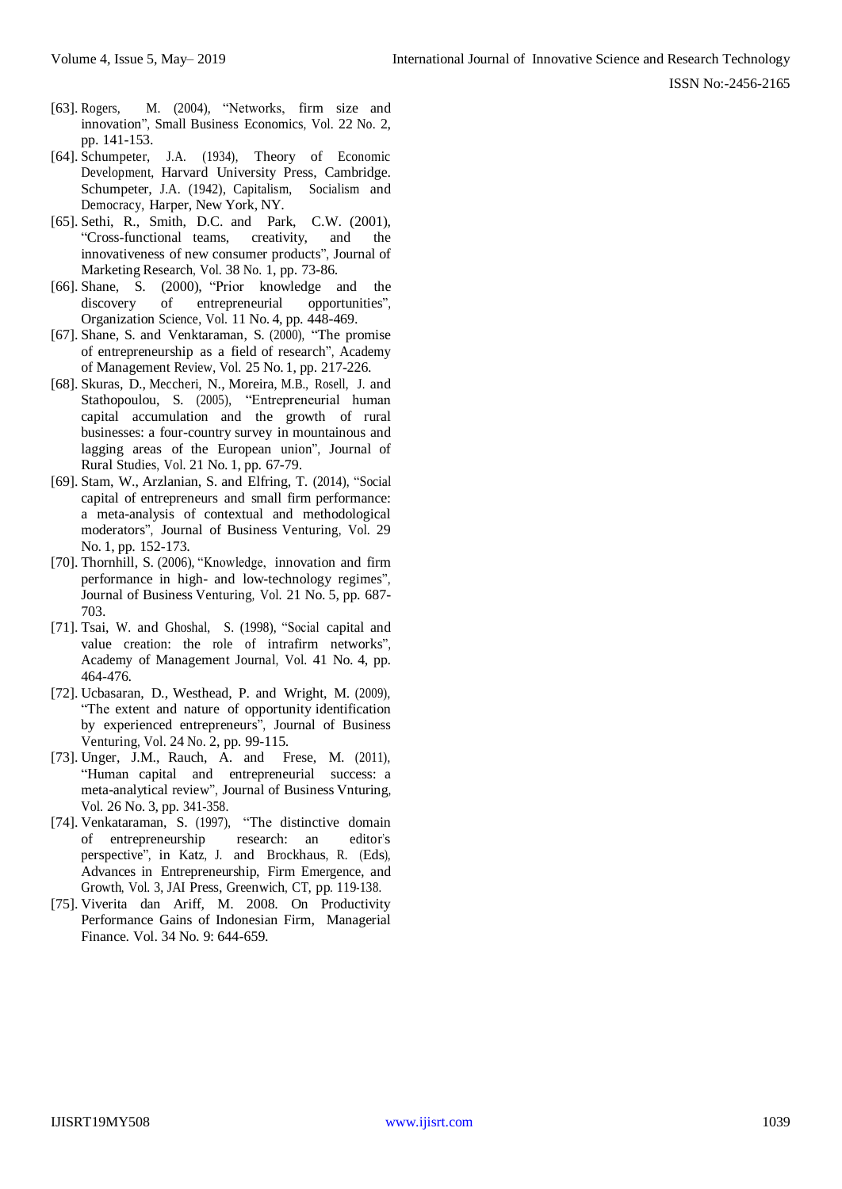[63]. Rogers, M. (2004), "Networks, firm size and innovation", Small Business Economics, Vol. 22 No. 2, pp. 141-153.

[64]. Schumpeter, J.A. (1934), Theory of Economic Development, Harvard University Press, Cambridge. Schumpeter, J.A. (1942), Capitalism, Socialism and Democracy, Harper, New York, NY.

[65]. Sethi, R., Smith, D.C. and Park, C.W. (2001), "Cross-functional teams, creativity, and the innovativeness of new consumer products", Journal of Marketing Research, Vol. 38 No. 1, pp. 73-86.

[66]. Shane, S. (2000), "Prior knowledge and the discovery of entrepreneurial opportunities", Organization Science, Vol. 11 No. 4, pp. 448-469.

[67]. Shane, S. and Venktaraman, S. (2000), "The promise of entrepreneurship as a field of research", Academy of Management Review, Vol. 25 No. 1, pp. 217-226.

[68]. Skuras, D., Meccheri, N., Moreira, M.B., Rosell, J. and Stathopoulou, S. (2005), "Entrepreneurial human capital accumulation and the growth of rural businesses: a four-country survey in mountainous and lagging areas of the European union", Journal of Rural Studies, Vol. 21 No. 1, pp. 67-79.

[69]. Stam, W., Arzlanian, S. and Elfring, T. (2014), "Social capital of entrepreneurs and small firm performance: a meta-analysis of contextual and methodological moderators", Journal of Business Venturing, Vol. 29 No. 1, pp. 152-173.

[70]. Thornhill, S. (2006), "Knowledge, innovation and firm performance in high- and low-technology regimes", Journal of Business Venturing, Vol. 21 No. 5, pp. 687-703.

[71]. Tsai, W. and Ghoshal, S. (1998), "Social capital and value creation: the role of intrafirm networks", Academy of Management Journal, Vol. 41 No. 4, pp. 464-476.

[72]. Ucbasaran, D., Westhead, P. and Wright, M. (2009), "The extent and nature of opportunity identification by experienced entrepreneurs", Journal of Business Venturing, Vol. 24 No. 2, pp. 99-115.

[73]. Unger, J.M., Rauch, A. and Frese, M. (2011), "Human capital and entrepreneurial success: a meta-analytical review", Journal of Business Vnturing, Vol. 26 No. 3, pp. 341-358.

[74]. Venkataraman, S. (1997), "The distinctive domain of entrepreneurship research: an editor's perspective", in Katz, J. and Brockhaus, R. (Eds), Advances in Entrepreneurship, Firm Emergence, and Growth, Vol. 3, JAI Press, Greenwich, CT, pp. 119-138.

[75]. Viverita dan Ariff, M. 2008. On Productivity Performance Gains of Indonesian Firm, Managerial Finance. Vol. 34 No. 9: 644-659.